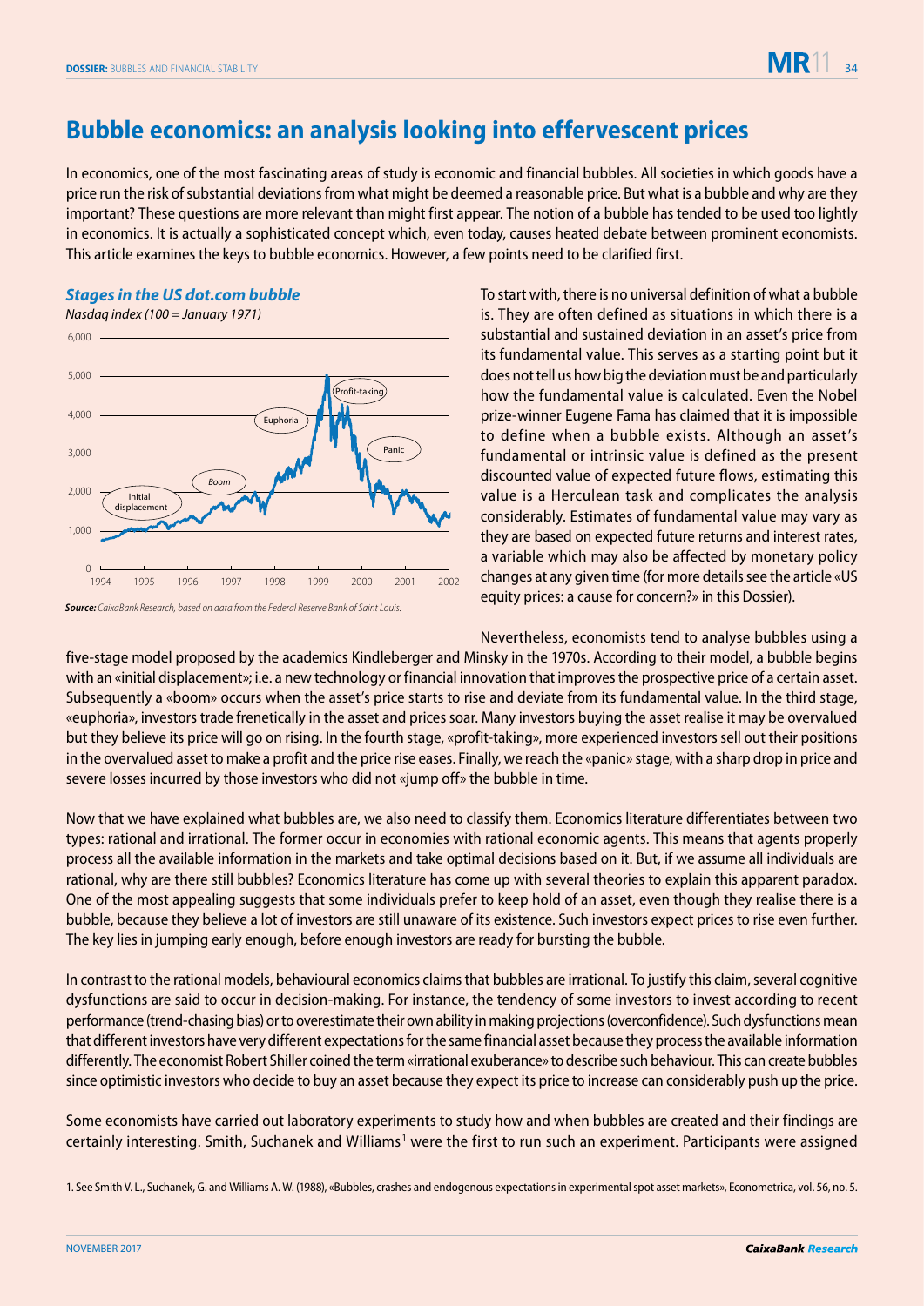# Bubble economics: an analysis looking into effervescent prices

In economics, one of the most fascinating areas of study is economic and financial bubbles. All societies in which goods have a price run the risk of substantial deviations from what might be deemed a reasonable price. But what is a bubble and why are they important? These questions are more relevant than might first appear. The notion of a bubble has tended to be used too lightly in economics. It is actually a sophisticated concept which, even today, causes heated debate between prominent economists. This article examines the keys to bubble economics. However, a few points need to be clarified first.

***Stages in the US dot.com bubble***

*Nasdaq index (100 = January 1971)*

***Source:*** *CaixaBank Research, based on data from the Federal Reserve Bank of Saint Louis.*

To start with, there is no universal definition of what a bubble is. They are often defined as situations in which there is a substantial and sustained deviation in an asset's price from its fundamental value. This serves as a starting point but it does not tell us how big the deviation must be and particularly how the fundamental value is calculated. Even the Nobel prize-winner Eugene Fama has claimed that it is impossible to define when a bubble exists. Although an asset's fundamental or intrinsic value is defined as the present discounted value of expected future flows, estimating this value is a Herculean task and complicates the analysis considerably. Estimates of fundamental value may vary as they are based on expected future returns and interest rates, a variable which may also be affected by monetary policy changes at any given time (for more details see the article «US equity prices: a cause for concern?» in this Dossier).

Nevertheless, economists tend to analyse bubbles using a five-stage model proposed by the academics Kindleberger and Minsky in the 1970s. According to their model, a bubble begins with an «initial displacement»; i.e. a new technology or financial innovation that improves the prospective price of a certain asset. Subsequently a «boom» occurs when the asset's price starts to rise and deviate from its fundamental value. In the third stage, «euphoria», investors trade frenetically in the asset and prices soar. Many investors buying the asset realise it may be overvalued but they believe its price will go on rising. In the fourth stage, «profit-taking», more experienced investors sell out their positions in the overvalued asset to make a profit and the price rise eases. Finally, we reach the «panic» stage, with a sharp drop in price and severe losses incurred by those investors who did not «jump off» the bubble in time.

Now that we have explained what bubbles are, we also need to classify them. Economics literature differentiates between two types: rational and irrational. The former occur in economies with rational economic agents. This means that agents properly process all the available information in the markets and take optimal decisions based on it. But, if we assume all individuals are rational, why are there still bubbles? Economics literature has come up with several theories to explain this apparent paradox. One of the most appealing suggests that some individuals prefer to keep hold of an asset, even though they realise there is a bubble, because they believe a lot of investors are still unaware of its existence. Such investors expect prices to rise even further. The key lies in jumping early enough, before enough investors are ready for bursting the bubble.

In contrast to the rational models, behavioural economics claims that bubbles are irrational. To justify this claim, several cognitive dysfunctions are said to occur in decision-making. For instance, the tendency of some investors to invest according to recent performance (trend-chasing bias) or to overestimate their own ability in making projections (overconfidence). Such dysfunctions mean that different investors have very different expectations for the same financial asset because they process the available information differently. The economist Robert Shiller coined the term «irrational exuberance» to describe such behaviour. This can create bubbles since optimistic investors who decide to buy an asset because they expect its price to increase can considerably push up the price.

Some economists have carried out laboratory experiments to study how and when bubbles are created and their findings are certainly interesting. Smith, Suchanek and Williams[1] were the first to run such an experiment. Participants were assigned

1. See Smith V. L., Suchanek, G. and Williams A. W. (1988), «Bubbles, crashes and endogenous expectations in experimental spot asset markets», Econometrica, vol. 56, no. 5.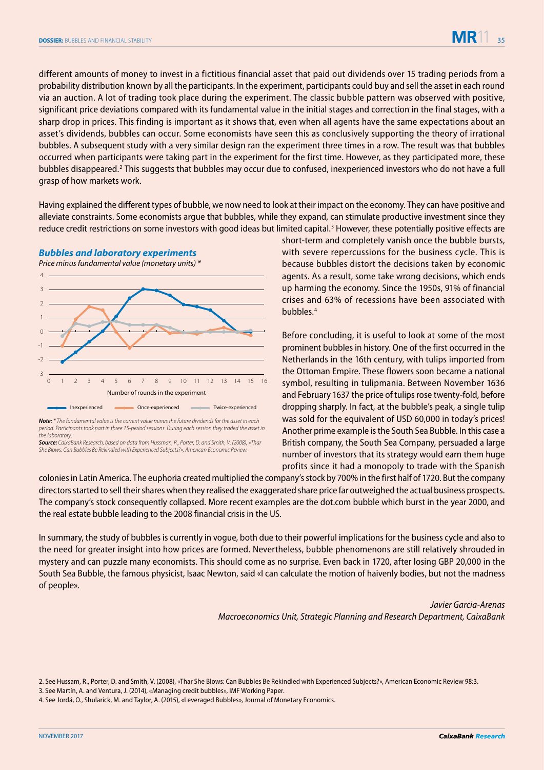different amounts of money to invest in a fictitious financial asset that paid out dividends over 15 trading periods from a probability distribution known by all the participants. In the experiment, participants could buy and sell the asset in each round via an auction. A lot of trading took place during the experiment. The classic bubble pattern was observed with positive, significant price deviations compared with its fundamental value in the initial stages and correction in the final stages, with a sharp drop in prices. This finding is important as it shows that, even when all agents have the same expectations about an asset's dividends, bubbles can occur. Some economists have seen this as conclusively supporting the theory of irrational bubbles. A subsequent study with a very similar design ran the experiment three times in a row. The result was that bubbles occurred when participants were taking part in the experiment for the first time. However, as they participated more, these bubbles disappeared.[2] This suggests that bubbles may occur due to confused, inexperienced investors who do not have a full grasp of how markets work.

Having explained the different types of bubble, we now need to look at their impact on the economy. They can have positive and alleviate constraints. Some economists argue that bubbles, while they expand, can stimulate productive investment since they reduce credit restrictions on some investors with good ideas but limited capital.[3] However, these potentially positive effects are short-term and completely vanish once the bubble bursts, with severe repercussions for the business cycle. This is because bubbles distort the decisions taken by economic agents. As a result, some take wrong decisions, which ends up harming the economy. Since the 1950s, 91% of financial crises and 63% of recessions have been associated with bubbles.[4]

***Bubbles and laboratory experiments***

*Price minus fundamental value (monetary units) \**

4
3
2
1
0
-1
-2
-3

0 1 2 3 4 5 6 7 8 9 10 11 12 13 14 15 16

Number of rounds in the experiment

Inexperienced
Once-experienced
Twice-experienced

***Note:*** *\* The fundamental value is the current value minus the future dividends for the asset in each period. Participants took part in three 15-period sessions. During each session they traded the asset in the laboratory.*

***Source:*** *CaixaBank Research, based on data from Hussman, R., Porter, D. and Smith, V. (2008), «Thar She Blows: Can Bubbles Be Rekindled with Experienced Subjects?», American Economic Review.*

Before concluding, it is useful to look at some of the most prominent bubbles in history. One of the first occurred in the Netherlands in the 16th century, with tulips imported from the Ottoman Empire. These flowers soon became a national symbol, resulting in tulipmania. Between November 1636 and February 1637 the price of tulips rose twenty-fold, before dropping sharply. In fact, at the bubble's peak, a single tulip was sold for the equivalent of USD 60,000 in today's prices! Another prime example is the South Sea Bubble. In this case a British company, the South Sea Company, persuaded a large number of investors that its strategy would earn them huge profits since it had a monopoly to trade with the Spanish colonies in Latin America. The euphoria created multiplied the company's stock by 700% in the first half of 1720. But the company directors started to sell their shares when they realised the exaggerated share price far outweighed the actual business prospects. The company's stock consequently collapsed. More recent examples are the dot.com bubble which burst in the year 2000, and the real estate bubble leading to the 2008 financial crisis in the US.

In summary, the study of bubbles is currently in vogue, both due to their powerful implications for the business cycle and also to the need for greater insight into how prices are formed. Nevertheless, bubble phenomenons are still relatively shrouded in mystery and can puzzle many economists. This should come as no surprise. Even back in 1720, after losing GBP 20,000 in the South Sea Bubble, the famous physicist, Isaac Newton, said «I can calculate the motion of haivenly bodies, but not the madness of people».

*Javier Garcia-Arenas*
*Macroeconomics Unit, Strategic Planning and Research Department, CaixaBank*

2. See Hussam, R., Porter, D. and Smith, V. (2008), «Thar She Blows: Can Bubbles Be Rekindled with Experienced Subjects?», American Economic Review 98:3.
3. See Martín, A. and Ventura, J. (2014), «Managing credit bubbles», IMF Working Paper.
4. See Jordá, O., Shularick, M. and Taylor, A. (2015), «Leveraged Bubbles», Journal of Monetary Economics.